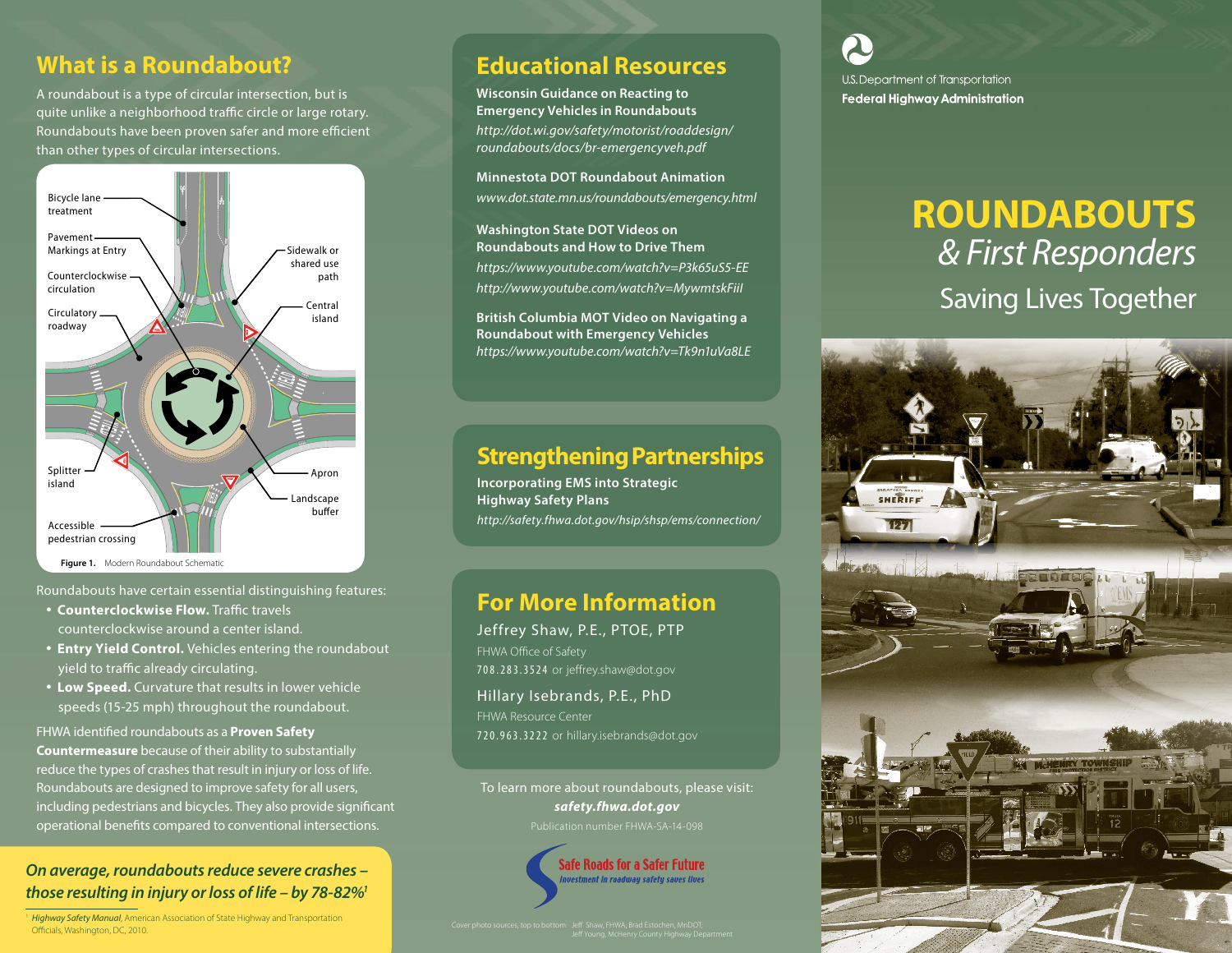# ROUNDABOUTS
## *& First Responders*
### Saving Lives Together

U.S. Department of Transportation
**Federal Highway Administration**

## What is a Roundabout?

A roundabout is a type of circular intersection, but is quite unlike a neighborhood traffic circle or large rotary. Roundabouts have been proven safer and more efficient than other types of circular intersections.

Bicycle lane treatment
Pavement Markings at Entry
Counterclockwise circulation
Circulatory roadway
Splitter island
Accessible pedestrian crossing
Sidewalk or shared use path
Central island
Apron
Landscape buffer

**Figure 1.** Modern Roundabout Schematic

Roundabouts have certain essential distinguishing features:

- **Counterclockwise Flow.** Traffic travels counterclockwise around a center island.
- **Entry Yield Control.** Vehicles entering the roundabout yield to traffic already circulating.
- **Low Speed.** Curvature that results in lower vehicle speeds (15-25 mph) throughout the roundabout.

FHWA identified roundabouts as a **Proven Safety Countermeasure** because of their ability to substantially reduce the types of crashes that result in injury or loss of life. Roundabouts are designed to improve safety for all users, including pedestrians and bicycles. They also provide significant operational benefits compared to conventional intersections.

***On average, roundabouts reduce severe crashes – those resulting in injury or loss of life – by 78-82%***[1]

[1] *Highway Safety Manual*, American Association of State Highway and Transportation Officials, Washington, DC, 2010.

## Educational Resources

**Wisconsin Guidance on Reacting to Emergency Vehicles in Roundabouts**
*http://dot.wi.gov/safety/motorist/roaddesign/roundabouts/docs/br-emergencyveh.pdf*

**Minnesota DOT Roundabout Animation**
*www.dot.state.mn.us/roundabouts/emergency.html*

**Washington State DOT Videos on Roundabouts and How to Drive Them**
*https://www.youtube.com/watch?v=P3k65uS5-EE*
*http://www.youtube.com/watch?v=MywmtskFiiI*

**British Columbia MOT Video on Navigating a Roundabout with Emergency Vehicles**
*https://www.youtube.com/watch?v=Tk9n1uVa8LE*

## Strengthening Partnerships

**Incorporating EMS into Strategic Highway Safety Plans**
*http://safety.fhwa.dot.gov/hsip/shsp/ems/connection/*

## For More Information

Jeffrey Shaw, P.E., PTOE, PTP
FHWA Office of Safety
708.283.3524 or jeffrey.shaw@dot.gov

Hillary Isebrands, P.E., PhD
FHWA Resource Center
720.963.3222 or hillary.isebrands@dot.gov

To learn more about roundabouts, please visit:
***safety.fhwa.dot.gov***

Publication number FHWA-SA-14-098

Safe Roads for a Safer Future
*Investment in roadway safety saves lives*

Cover photo sources, top to bottom: Jeff Shaw, FHWA, Brad Estochen, MnDOT, Jeff Young, McHenry County Highway Department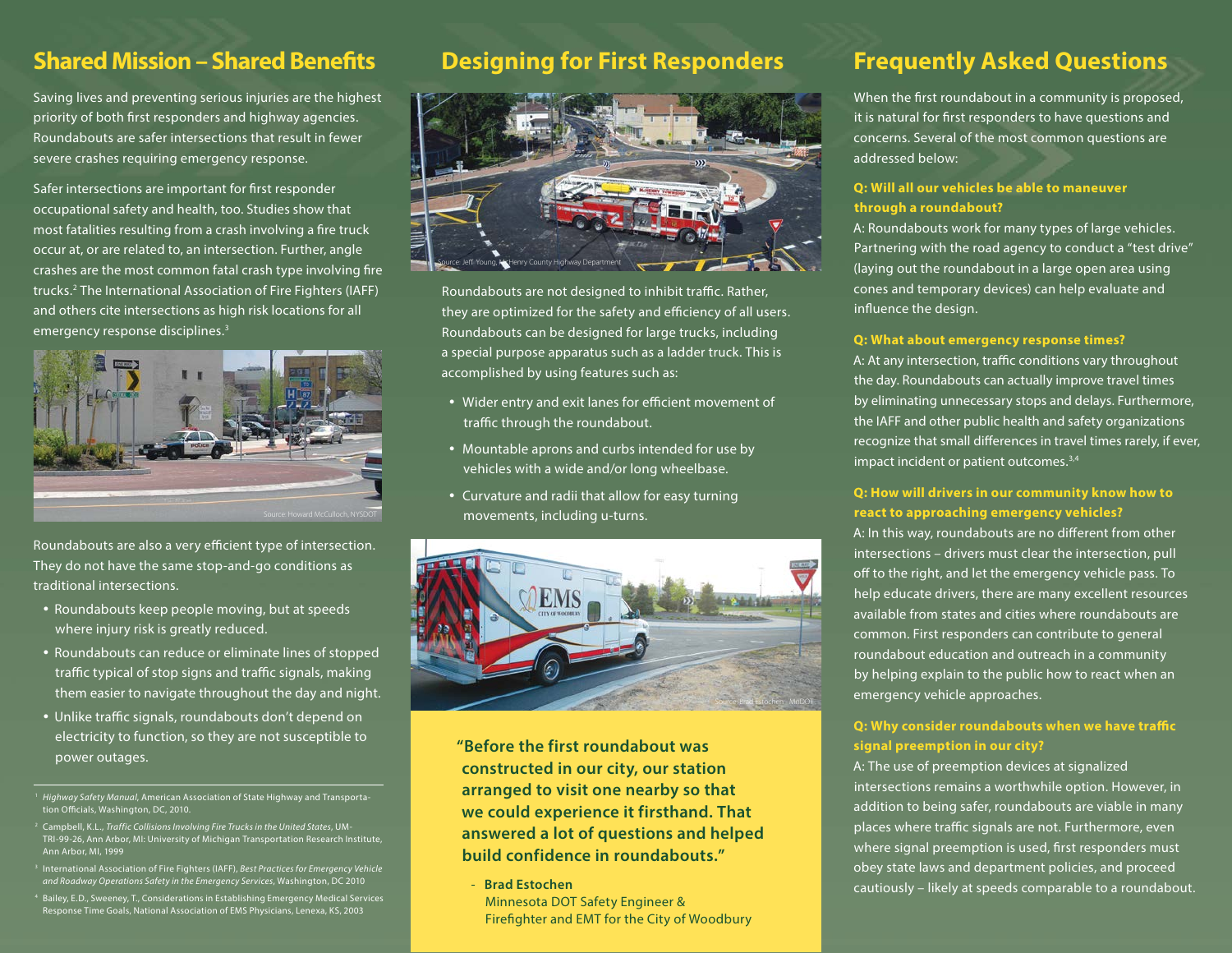## Shared Mission – Shared Benefits

Saving lives and preventing serious injuries are the highest priority of both first responders and highway agencies. Roundabouts are safer intersections that result in fewer severe crashes requiring emergency response.

Safer intersections are important for first responder occupational safety and health, too. Studies show that most fatalities resulting from a crash involving a fire truck occur at, or are related to, an intersection. Further, angle crashes are the most common fatal crash type involving fire trucks.[2] The International Association of Fire Fighters (IAFF) and others cite intersections as high risk locations for all emergency response disciplines.[3]

Source: Howard McCulloch, NYSDOT

Roundabouts are also a very efficient type of intersection. They do not have the same stop-and-go conditions as traditional intersections.

- Roundabouts keep people moving, but at speeds where injury risk is greatly reduced.
- Roundabouts can reduce or eliminate lines of stopped traffic typical of stop signs and traffic signals, making them easier to navigate throughout the day and night.
- Unlike traffic signals, roundabouts don't depend on electricity to function, so they are not susceptible to power outages.

[1] *Highway Safety Manual*, American Association of State Highway and Transportation Officials, Washington, DC, 2010.

[2] Campbell, K.L., *Traffic Collisions Involving Fire Trucks in the United States*, UM-TRI-99-26, Ann Arbor, MI: University of Michigan Transportation Research Institute, Ann Arbor, MI, 1999

[3] International Association of Fire Fighters (IAFF), *Best Practices for Emergency Vehicle and Roadway Operations Safety in the Emergency Services*, Washington, DC 2010

[4] Bailey, E.D., Sweeney, T., Considerations in Establishing Emergency Medical Services Response Time Goals, National Association of EMS Physicians, Lenexa, KS, 2003

## Designing for First Responders

Source: Jeff Young, McHenry County Highway Department

Roundabouts are not designed to inhibit traffic. Rather, they are optimized for the safety and efficiency of all users. Roundabouts can be designed for large trucks, including a special purpose apparatus such as a ladder truck. This is accomplished by using features such as:

- Wider entry and exit lanes for efficient movement of traffic through the roundabout.
- Mountable aprons and curbs intended for use by vehicles with a wide and/or long wheelbase.
- Curvature and radii that allow for easy turning movements, including u-turns.

Source: Brad Estochen - MnDOT

**"Before the first roundabout was constructed in our city, our station arranged to visit one nearby so that we could experience it firsthand. That answered a lot of questions and helped build confidence in roundabouts."**

- **Brad Estochen**
  Minnesota DOT Safety Engineer &
  Firefighter and EMT for the City of Woodbury

## Frequently Asked Questions

When the first roundabout in a community is proposed, it is natural for first responders to have questions and concerns. Several of the most common questions are addressed below:

**Q: Will all our vehicles be able to maneuver through a roundabout?**

A: Roundabouts work for many types of large vehicles. Partnering with the road agency to conduct a "test drive" (laying out the roundabout in a large open area using cones and temporary devices) can help evaluate and influence the design.

**Q: What about emergency response times?**

A: At any intersection, traffic conditions vary throughout the day. Roundabouts can actually improve travel times by eliminating unnecessary stops and delays. Furthermore, the IAFF and other public health and safety organizations recognize that small differences in travel times rarely, if ever, impact incident or patient outcomes.[3,4]

**Q: How will drivers in our community know how to react to approaching emergency vehicles?**

A: In this way, roundabouts are no different from other intersections – drivers must clear the intersection, pull off to the right, and let the emergency vehicle pass. To help educate drivers, there are many excellent resources available from states and cities where roundabouts are common. First responders can contribute to general roundabout education and outreach in a community by helping explain to the public how to react when an emergency vehicle approaches.

**Q: Why consider roundabouts when we have traffic signal preemption in our city?**

A: The use of preemption devices at signalized intersections remains a worthwhile option. However, in addition to being safer, roundabouts are viable in many places where traffic signals are not. Furthermore, even where signal preemption is used, first responders must obey state laws and department policies, and proceed cautiously – likely at speeds comparable to a roundabout.